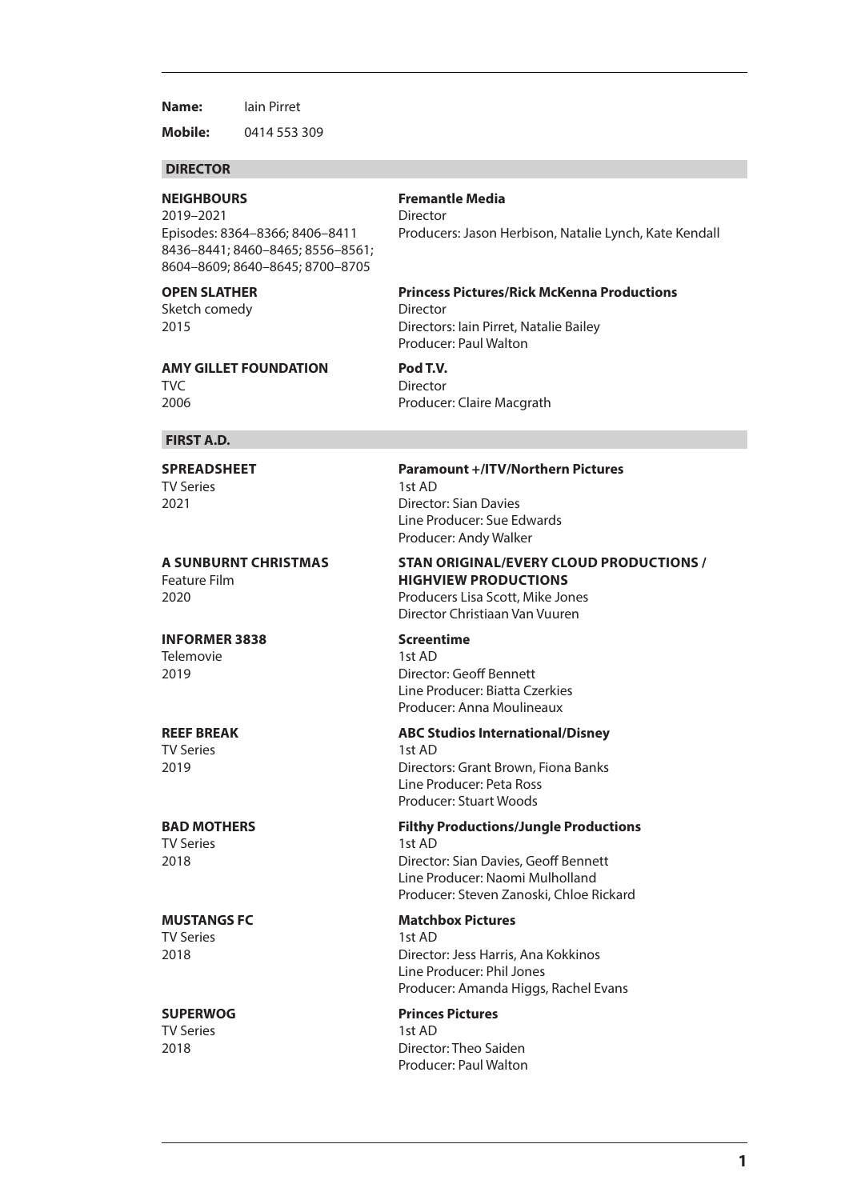**Name:** Iain Pirret

**Mobile:** 0414 553 309

## DIRECTOR

**NEIGHBOURS**
2019–2021
Episodes: 8364–8366; 8406–8411 8436–8441; 8460–8465; 8556–8561; 8604–8609; 8640–8645; 8700–8705

**Fremantle Media**
Director
Producers: Jason Herbison, Natalie Lynch, Kate Kendall

**OPEN SLATHER**
Sketch comedy
2015

**Princess Pictures/Rick McKenna Productions**
Director
Directors: Iain Pirret, Natalie Bailey
Producer: Paul Walton

**AMY GILLET FOUNDATION**
TVC
2006

**Pod T.V.**
Director
Producer: Claire Macgrath

## FIRST A.D.

**SPREADSHEET**
TV Series
2021

**Paramount +/ITV/Northern Pictures**
1st AD
Director: Sian Davies
Line Producer: Sue Edwards
Producer: Andy Walker

**A SUNBURNT CHRISTMAS**
Feature Film
2020

**STAN ORIGINAL/EVERY CLOUD PRODUCTIONS / HIGHVIEW PRODUCTIONS**
Producers Lisa Scott, Mike Jones
Director Christiaan Van Vuuren

**INFORMER 3838**
Telemovie
2019

**Screentime**
1st AD
Director: Geoff Bennett
Line Producer: Biatta Czerkies
Producer: Anna Moulineaux

**REEF BREAK**
TV Series
2019

**ABC Studios International/Disney**
1st AD
Directors: Grant Brown, Fiona Banks
Line Producer: Peta Ross
Producer: Stuart Woods

**BAD MOTHERS**
TV Series
2018

**Filthy Productions/Jungle Productions**
1st AD
Director: Sian Davies, Geoff Bennett
Line Producer: Naomi Mulholland
Producer: Steven Zanoski, Chloe Rickard

**MUSTANGS FC**
TV Series
2018

**Matchbox Pictures**
1st AD
Director: Jess Harris, Ana Kokkinos
Line Producer: Phil Jones
Producer: Amanda Higgs, Rachel Evans

**SUPERWOG**
TV Series
2018

**Princes Pictures**
1st AD
Director: Theo Saiden
Producer: Paul Walton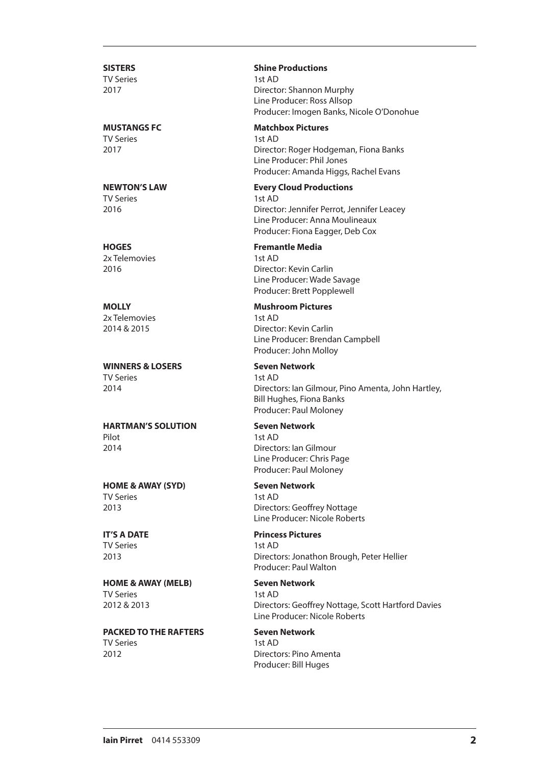**SISTERS**
TV Series
2017

**Shine Productions**
1st AD
Director: Shannon Murphy
Line Producer: Ross Allsop
Producer: Imogen Banks, Nicole O'Donohue

**MUSTANGS FC**
TV Series
2017

**Matchbox Pictures**
1st AD
Director: Roger Hodgeman, Fiona Banks
Line Producer: Phil Jones
Producer: Amanda Higgs, Rachel Evans

**NEWTON'S LAW**
TV Series
2016

**Every Cloud Productions**
1st AD
Director: Jennifer Perrot, Jennifer Leacey
Line Producer: Anna Moulineaux
Producer: Fiona Eagger, Deb Cox

**HOGES**
2x Telemovies
2016

**Fremantle Media**
1st AD
Director: Kevin Carlin
Line Producer: Wade Savage
Producer: Brett Popplewell

**MOLLY**
2x Telemovies
2014 & 2015

**Mushroom Pictures**
1st AD
Director: Kevin Carlin
Line Producer: Brendan Campbell
Producer: John Molloy

**WINNERS & LOSERS**
TV Series
2014

**Seven Network**
1st AD
Directors: Ian Gilmour, Pino Amenta, John Hartley, Bill Hughes, Fiona Banks
Producer: Paul Moloney

**HARTMAN'S SOLUTION**
Pilot
2014

**Seven Network**
1st AD
Directors: Ian Gilmour
Line Producer: Chris Page
Producer: Paul Moloney

**HOME & AWAY (SYD)**
TV Series
2013

**Seven Network**
1st AD
Directors: Geoffrey Nottage
Line Producer: Nicole Roberts

**IT'S A DATE**
TV Series
2013

**Princess Pictures**
1st AD
Directors: Jonathon Brough, Peter Hellier
Producer: Paul Walton

**HOME & AWAY (MELB)**
TV Series
2012 & 2013

**Seven Network**
1st AD
Directors: Geoffrey Nottage, Scott Hartford Davies
Line Producer: Nicole Roberts

**PACKED TO THE RAFTERS**
TV Series
2012

**Seven Network**
1st AD
Directors: Pino Amenta
Producer: Bill Huges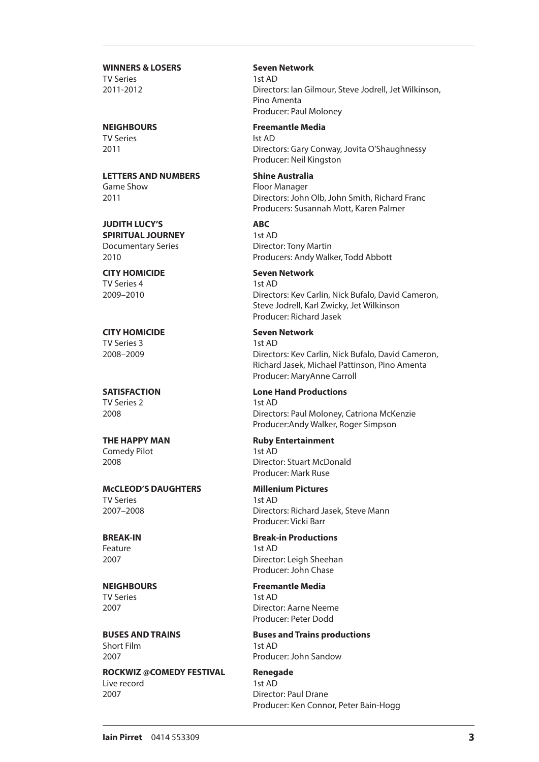**WINNERS & LOSERS**
TV Series
2011-2012

**Seven Network**
1st AD
Directors: Ian Gilmour, Steve Jodrell, Jet Wilkinson, Pino Amenta
Producer: Paul Moloney

**NEIGHBOURS**
TV Series
2011

**Freemantle Media**
Ist AD
Directors: Gary Conway, Jovita O'Shaughnessy
Producer: Neil Kingston

**LETTERS AND NUMBERS**
Game Show
2011

**Shine Australia**
Floor Manager
Directors: John Olb, John Smith, Richard Franc
Producers: Susannah Mott, Karen Palmer

**JUDITH LUCY'S SPIRITUAL JOURNEY**
Documentary Series
2010

**ABC**
1st AD
Director: Tony Martin
Producers: Andy Walker, Todd Abbott

**CITY HOMICIDE**
TV Series 4
2009–2010

**Seven Network**
1st AD
Directors: Kev Carlin, Nick Bufalo, David Cameron, Steve Jodrell, Karl Zwicky, Jet Wilkinson
Producer: Richard Jasek

**CITY HOMICIDE**
TV Series 3
2008–2009

**Seven Network**
1st AD
Directors: Kev Carlin, Nick Bufalo, David Cameron, Richard Jasek, Michael Pattinson, Pino Amenta
Producer: MaryAnne Carroll

**SATISFACTION**
TV Series 2
2008

**Lone Hand Productions**
1st AD
Directors: Paul Moloney, Catriona McKenzie
Producer:Andy Walker, Roger Simpson

**THE HAPPY MAN**
Comedy Pilot
2008

**Ruby Entertainment**
1st AD
Director: Stuart McDonald
Producer: Mark Ruse

**McCLEOD'S DAUGHTERS**
TV Series
2007–2008

**Millenium Pictures**
1st AD
Directors: Richard Jasek, Steve Mann
Producer: Vicki Barr

**BREAK-IN**
Feature
2007

**Break-in Productions**
1st AD
Director: Leigh Sheehan
Producer: John Chase

**NEIGHBOURS**
TV Series
2007

**Freemantle Media**
1st AD
Director: Aarne Neeme
Producer: Peter Dodd

**BUSES AND TRAINS**
Short Film
2007

**Buses and Trains productions**
1st AD
Producer: John Sandow

**ROCKWIZ @COMEDY FESTIVAL**
Live record
2007

**Renegade**
1st AD
Director: Paul Drane
Producer: Ken Connor, Peter Bain-Hogg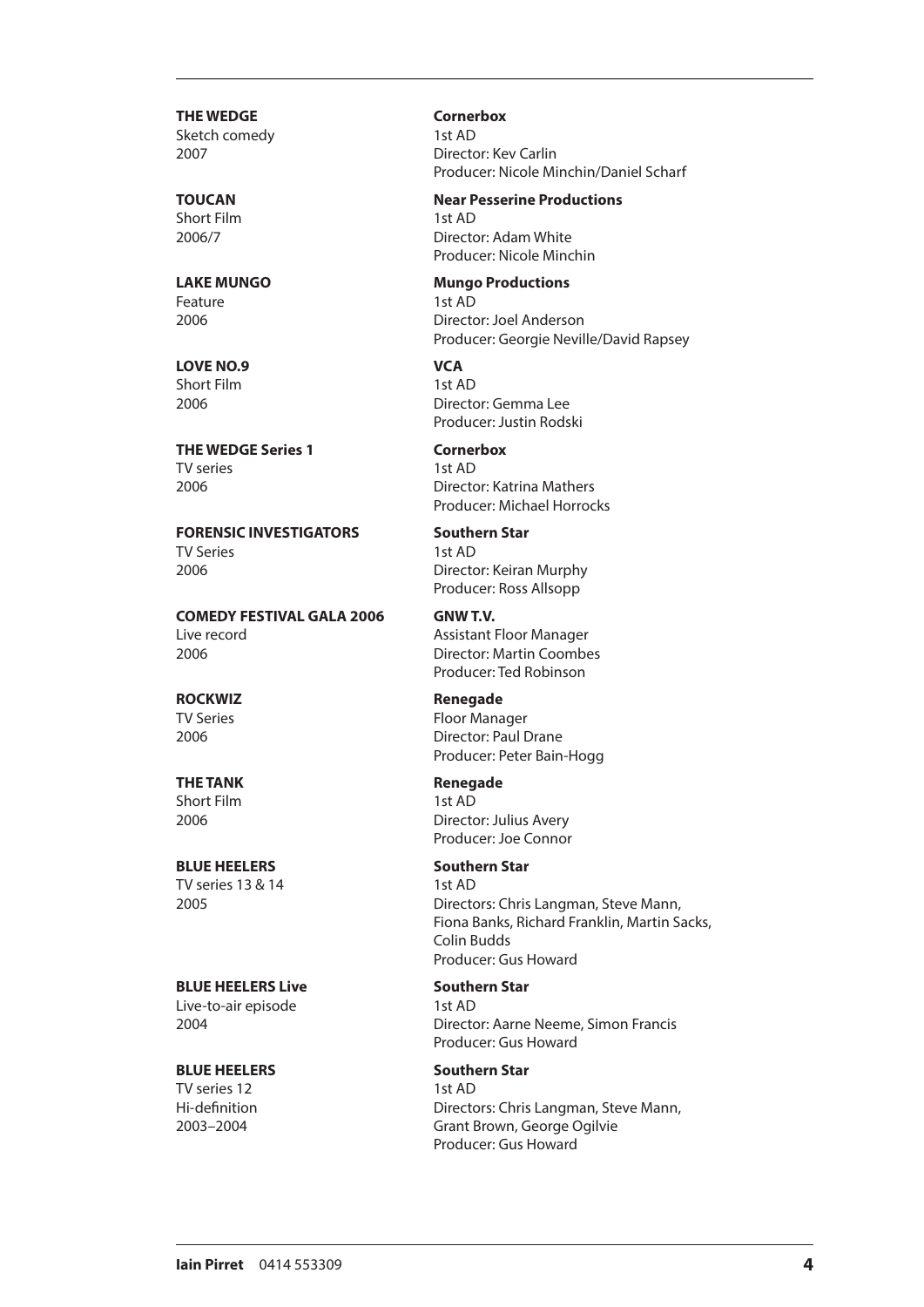**THE WEDGE**
Sketch comedy
2007

**Cornerbox**
1st AD
Director: Kev Carlin
Producer: Nicole Minchin/Daniel Scharf

**TOUCAN**
Short Film
2006/7

**Near Pesserine Productions**
1st AD
Director: Adam White
Producer: Nicole Minchin

**LAKE MUNGO**
Feature
2006

**Mungo Productions**
1st AD
Director: Joel Anderson
Producer: Georgie Neville/David Rapsey

**LOVE NO.9**
Short Film
2006

**VCA**
1st AD
Director: Gemma Lee
Producer: Justin Rodski

**THE WEDGE Series 1**
TV series
2006

**Cornerbox**
1st AD
Director: Katrina Mathers
Producer: Michael Horrocks

**FORENSIC INVESTIGATORS**
TV Series
2006

**Southern Star**
1st AD
Director: Keiran Murphy
Producer: Ross Allsopp

**COMEDY FESTIVAL GALA 2006**
Live record
2006

**GNW T.V.**
Assistant Floor Manager
Director: Martin Coombes
Producer: Ted Robinson

**ROCKWIZ**
TV Series
2006

**Renegade**
Floor Manager
Director: Paul Drane
Producer: Peter Bain-Hogg

**THE TANK**
Short Film
2006

**Renegade**
1st AD
Director: Julius Avery
Producer: Joe Connor

**BLUE HEELERS**
TV series 13 & 14
2005

**Southern Star**
1st AD
Directors: Chris Langman, Steve Mann, Fiona Banks, Richard Franklin, Martin Sacks, Colin Budds
Producer: Gus Howard

**BLUE HEELERS Live**
Live-to-air episode
2004

**Southern Star**
1st AD
Director: Aarne Neeme, Simon Francis
Producer: Gus Howard

**BLUE HEELERS**
TV series 12
Hi-definition
2003–2004

**Southern Star**
1st AD
Directors: Chris Langman, Steve Mann, Grant Brown, George Ogilvie
Producer: Gus Howard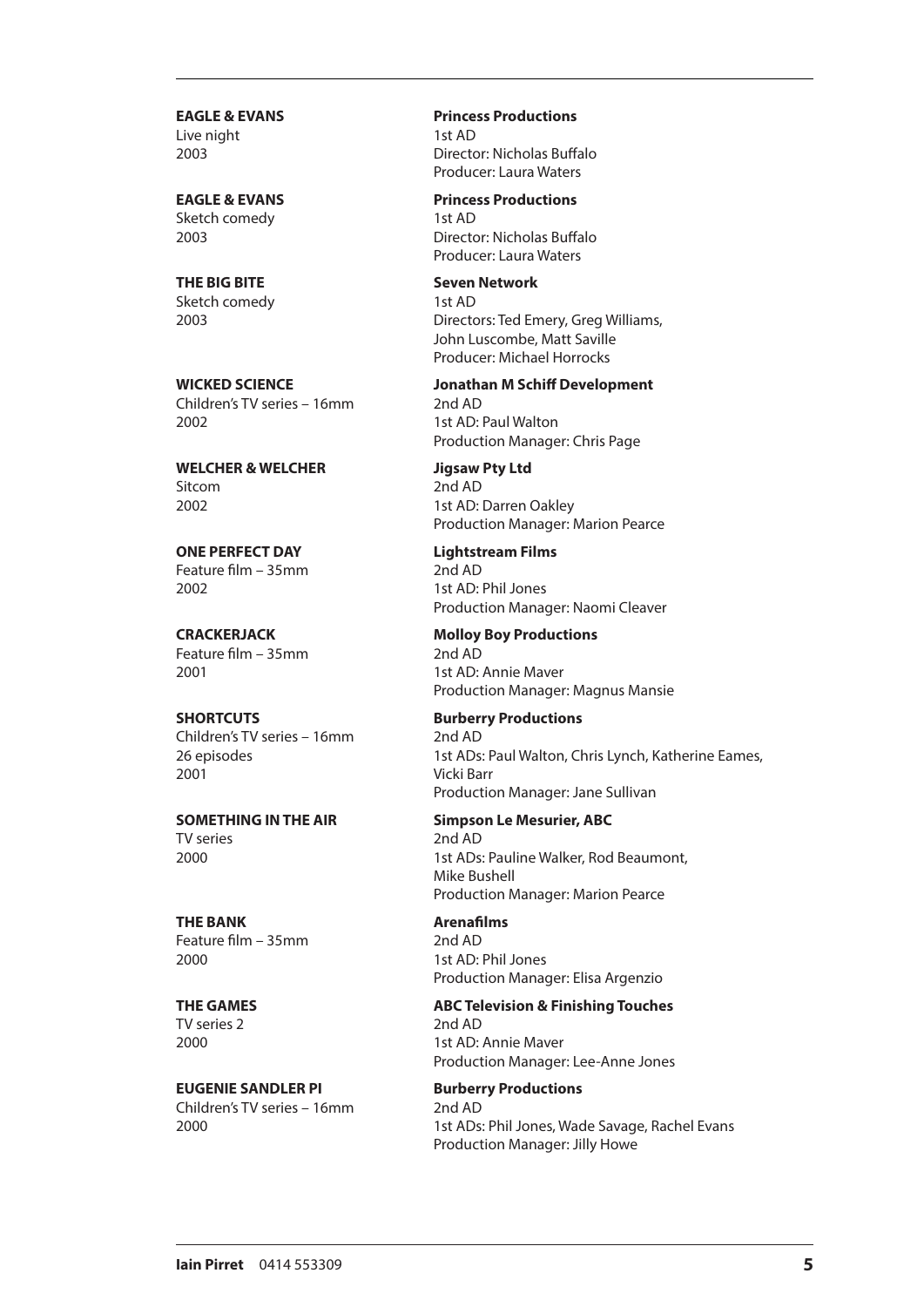**EAGLE & EVANS**
Live night
2003

**Princess Productions**
1st AD
Director: Nicholas Buffalo
Producer: Laura Waters

**EAGLE & EVANS**
Sketch comedy
2003

**Princess Productions**
1st AD
Director: Nicholas Buffalo
Producer: Laura Waters

**THE BIG BITE**
Sketch comedy
2003

**Seven Network**
1st AD
Directors: Ted Emery, Greg Williams, John Luscombe, Matt Saville
Producer: Michael Horrocks

**WICKED SCIENCE**
Children's TV series – 16mm
2002

**Jonathan M Schiff Development**
2nd AD
1st AD: Paul Walton
Production Manager: Chris Page

**WELCHER & WELCHER**
Sitcom
2002

**Jigsaw Pty Ltd**
2nd AD
1st AD: Darren Oakley
Production Manager: Marion Pearce

**ONE PERFECT DAY**
Feature film – 35mm
2002

**Lightstream Films**
2nd AD
1st AD: Phil Jones
Production Manager: Naomi Cleaver

**CRACKERJACK**
Feature film – 35mm
2001

**Molloy Boy Productions**
2nd AD
1st AD: Annie Maver
Production Manager: Magnus Mansie

**SHORTCUTS**
Children's TV series – 16mm
26 episodes
2001

**Burberry Productions**
2nd AD
1st ADs: Paul Walton, Chris Lynch, Katherine Eames, Vicki Barr
Production Manager: Jane Sullivan

**SOMETHING IN THE AIR**
TV series
2000

**Simpson Le Mesurier, ABC**
2nd AD
1st ADs: Pauline Walker, Rod Beaumont, Mike Bushell
Production Manager: Marion Pearce

**THE BANK**
Feature film – 35mm
2000

**Arenafilms**
2nd AD
1st AD: Phil Jones
Production Manager: Elisa Argenzio

**THE GAMES**
TV series 2
2000

**ABC Television & Finishing Touches**
2nd AD
1st AD: Annie Maver
Production Manager: Lee-Anne Jones

**EUGENIE SANDLER PI**
Children's TV series – 16mm
2000

**Burberry Productions**
2nd AD
1st ADs: Phil Jones, Wade Savage, Rachel Evans
Production Manager: Jilly Howe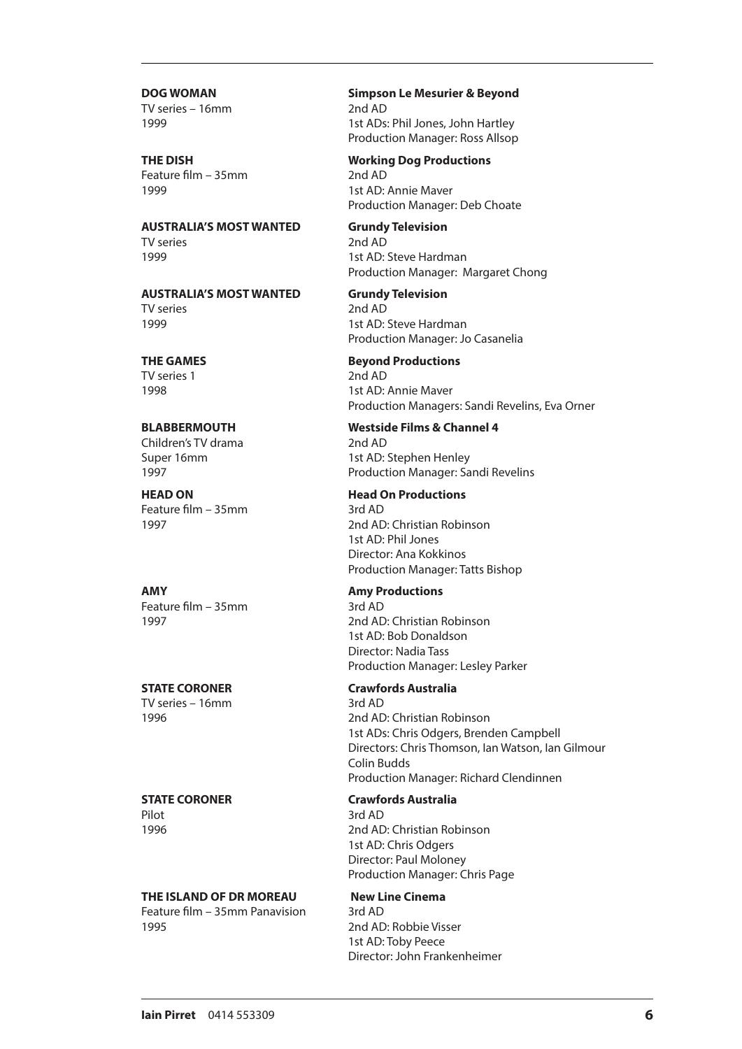**DOG WOMAN**
TV series – 16mm
1999

**Simpson Le Mesurier & Beyond**
2nd AD
1st ADs: Phil Jones, John Hartley
Production Manager: Ross Allsop

**THE DISH**
Feature film – 35mm
1999

**Working Dog Productions**
2nd AD
1st AD: Annie Maver
Production Manager: Deb Choate

**AUSTRALIA'S MOST WANTED**
TV series
1999

**Grundy Television**
2nd AD
1st AD: Steve Hardman
Production Manager: Margaret Chong

**AUSTRALIA'S MOST WANTED**
TV series
1999

**Grundy Television**
2nd AD
1st AD: Steve Hardman
Production Manager: Jo Casanelia

**THE GAMES**
TV series 1
1998

**Beyond Productions**
2nd AD
1st AD: Annie Maver
Production Managers: Sandi Revelins, Eva Orner

**BLABBERMOUTH**
Children's TV drama
Super 16mm
1997

**Westside Films & Channel 4**
2nd AD
1st AD: Stephen Henley
Production Manager: Sandi Revelins

**HEAD ON**
Feature film – 35mm
1997

**Head On Productions**
3rd AD
2nd AD: Christian Robinson
1st AD: Phil Jones
Director: Ana Kokkinos
Production Manager: Tatts Bishop

**AMY**
Feature film – 35mm
1997

**Amy Productions**
3rd AD
2nd AD: Christian Robinson
1st AD: Bob Donaldson
Director: Nadia Tass
Production Manager: Lesley Parker

**STATE CORONER**
TV series – 16mm
1996

**Crawfords Australia**
3rd AD
2nd AD: Christian Robinson
1st ADs: Chris Odgers, Brenden Campbell
Directors: Chris Thomson, Ian Watson, Ian Gilmour
Colin Budds
Production Manager: Richard Clendinnen

**STATE CORONER**
Pilot
1996

**Crawfords Australia**
3rd AD
2nd AD: Christian Robinson
1st AD: Chris Odgers
Director: Paul Moloney
Production Manager: Chris Page

**THE ISLAND OF DR MOREAU**
Feature film – 35mm Panavision
1995

**New Line Cinema**
3rd AD
2nd AD: Robbie Visser
1st AD: Toby Peece
Director: John Frankenheimer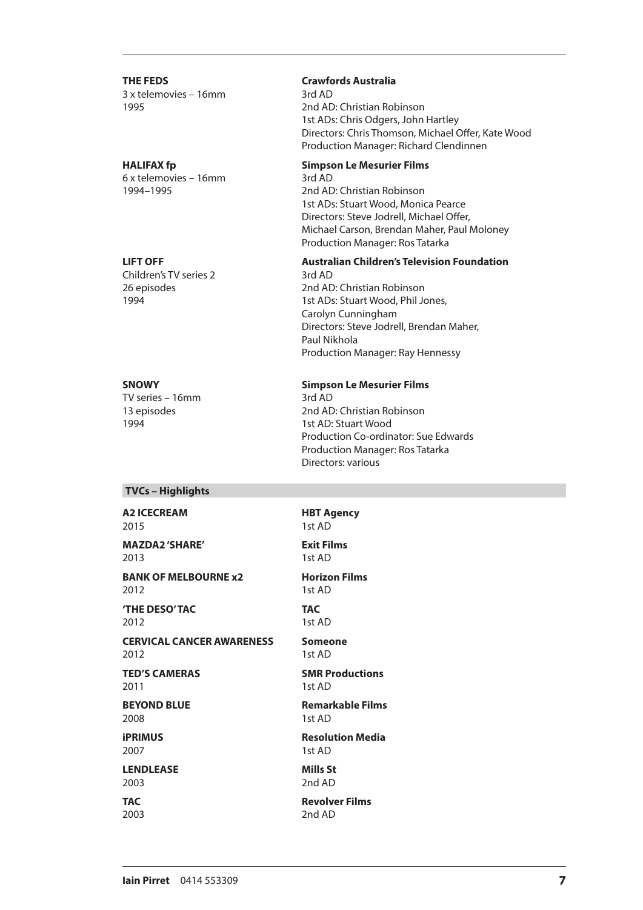**THE FEDS**
3 x telemovies – 16mm
1995

**Crawfords Australia**
3rd AD
2nd AD: Christian Robinson
1st ADs: Chris Odgers, John Hartley
Directors: Chris Thomson, Michael Offer, Kate Wood
Production Manager: Richard Clendinnen

**HALIFAX fp**
6 x telemovies – 16mm
1994–1995

**Simpson Le Mesurier Films**
3rd AD
2nd AD: Christian Robinson
1st ADs: Stuart Wood, Monica Pearce
Directors: Steve Jodrell, Michael Offer, Michael Carson, Brendan Maher, Paul Moloney
Production Manager: Ros Tatarka

**LIFT OFF**
Children's TV series 2
26 episodes
1994

**Australian Children's Television Foundation**
3rd AD
2nd AD: Christian Robinson
1st ADs: Stuart Wood, Phil Jones, Carolyn Cunningham
Directors: Steve Jodrell, Brendan Maher, Paul Nikhola
Production Manager: Ray Hennessy

**SNOWY**
TV series – 16mm
13 episodes
1994

**Simpson Le Mesurier Films**
3rd AD
2nd AD: Christian Robinson
1st AD: Stuart Wood
Production Co-ordinator: Sue Edwards
Production Manager: Ros Tatarka
Directors: various

## TVCs – Highlights

**A2 ICECREAM**
2015

**HBT Agency**
1st AD

**MAZDA2 'SHARE'**
2013

**Exit Films**
1st AD

**BANK OF MELBOURNE x2**
2012

**Horizon Films**
1st AD

**'THE DESO' TAC**
2012

**TAC**
1st AD

**CERVICAL CANCER AWARENESS**
2012

**Someone**
1st AD

**TED'S CAMERAS**
2011

**SMR Productions**
1st AD

**BEYOND BLUE**
2008

**Remarkable Films**
1st AD

**iPRIMUS**
2007

**Resolution Media**
1st AD

**LENDLEASE**
2003

**Mills St**
2nd AD

**TAC**
2003

**Revolver Films**
2nd AD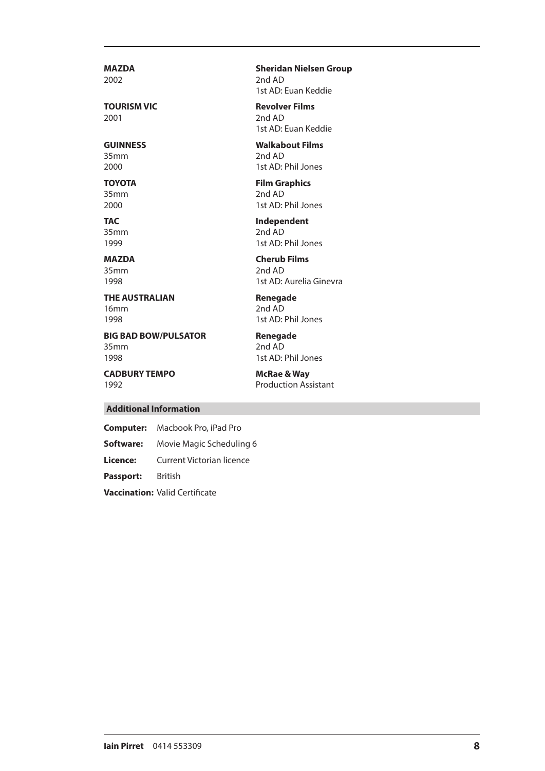**MAZDA**
2002

**Sheridan Nielsen Group**
2nd AD
1st AD: Euan Keddie

**TOURISM VIC**
2001

**Revolver Films**
2nd AD
1st AD: Euan Keddie

**GUINNESS**
35mm
2000

**Walkabout Films**
2nd AD
1st AD: Phil Jones

**TOYOTA**
35mm
2000

**Film Graphics**
2nd AD
1st AD: Phil Jones

**TAC**
35mm
1999

**Independent**
2nd AD
1st AD: Phil Jones

**MAZDA**
35mm
1998

**Cherub Films**
2nd AD
1st AD: Aurelia Ginevra

**THE AUSTRALIAN**
16mm
1998

**Renegade**
2nd AD
1st AD: Phil Jones

**BIG BAD BOW/PULSATOR**
35mm
1998

**Renegade**
2nd AD
1st AD: Phil Jones

**CADBURY TEMPO**
1992

**McRae & Way**
Production Assistant

## Additional Information

**Computer:** Macbook Pro, iPad Pro

**Software:** Movie Magic Scheduling 6

**Licence:** Current Victorian licence

**Passport:** British

**Vaccination:** Valid Certificate